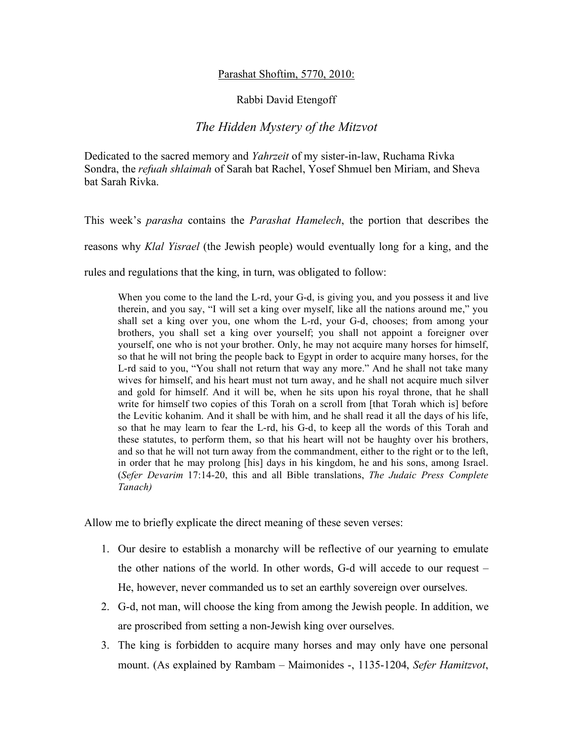Parashat Shoftim, 5770, 2010:

Rabbi David Etengoff

# *The Hidden Mystery of the Mitzvot*

Dedicated to the sacred memory and *Yahrzeit* of my sister-in-law, Ruchama Rivka Sondra, the *refuah shlaimah* of Sarah bat Rachel, Yosef Shmuel ben Miriam, and Sheva bat Sarah Rivka.

This week's *parasha* contains the *Parashat Hamelech*, the portion that describes the reasons why *Klal Yisrael* (the Jewish people) would eventually long for a king, and the rules and regulations that the king, in turn, was obligated to follow:

> When you come to the land the L-rd, your G-d, is giving you, and you possess it and live therein, and you say, "I will set a king over myself, like all the nations around me," you shall set a king over you, one whom the L-rd, your G-d, chooses; from among your brothers, you shall set a king over yourself; you shall not appoint a foreigner over yourself, one who is not your brother. Only, he may not acquire many horses for himself, so that he will not bring the people back to Egypt in order to acquire many horses, for the L-rd said to you, "You shall not return that way any more." And he shall not take many wives for himself, and his heart must not turn away, and he shall not acquire much silver and gold for himself. And it will be, when he sits upon his royal throne, that he shall write for himself two copies of this Torah on a scroll from [that Torah which is] before the Levitic kohanim. And it shall be with him, and he shall read it all the days of his life, so that he may learn to fear the L-rd, his G-d, to keep all the words of this Torah and these statutes, to perform them, so that his heart will not be haughty over his brothers, and so that he will not turn away from the commandment, either to the right or to the left, in order that he may prolong [his] days in his kingdom, he and his sons, among Israel. (*Sefer Devarim* 17:14-20, this and all Bible translations, *The Judaic Press Complete Tanach)*

Allow me to briefly explicate the direct meaning of these seven verses:

1. Our desire to establish a monarchy will be reflective of our yearning to emulate the other nations of the world. In other words, G-d will accede to our request – He, however, never commanded us to set an earthly sovereign over ourselves.
2. G-d, not man, will choose the king from among the Jewish people. In addition, we are proscribed from setting a non-Jewish king over ourselves.
3. The king is forbidden to acquire many horses and may only have one personal mount. (As explained by Rambam – Maimonides -, 1135-1204, *Sefer Hamitzvot*,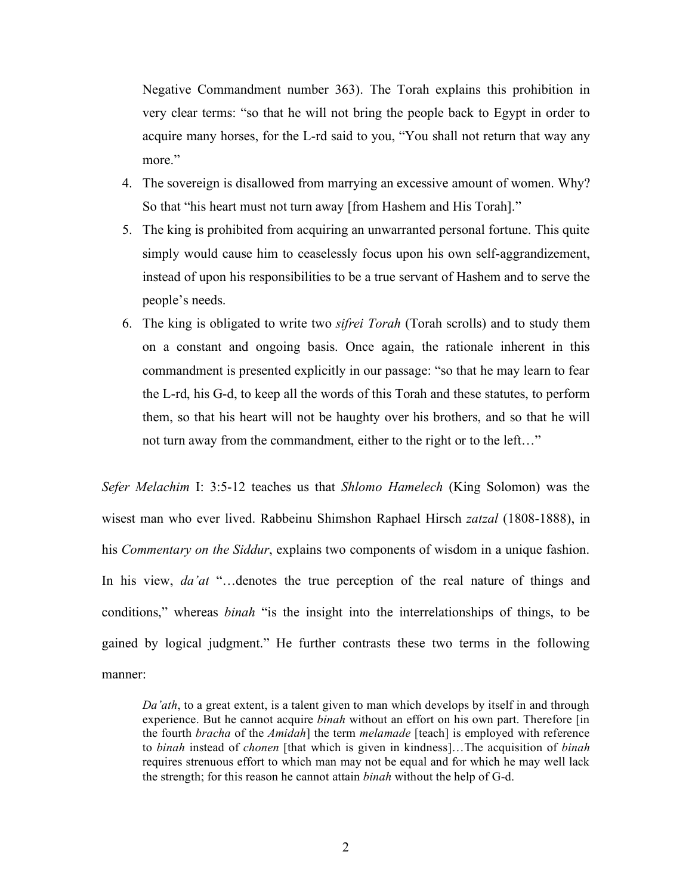Negative Commandment number 363). The Torah explains this prohibition in very clear terms: "so that he will not bring the people back to Egypt in order to acquire many horses, for the L-rd said to you, "You shall not return that way any more."

4. The sovereign is disallowed from marrying an excessive amount of women. Why? So that "his heart must not turn away [from Hashem and His Torah]."
5. The king is prohibited from acquiring an unwarranted personal fortune. This quite simply would cause him to ceaselessly focus upon his own self-aggrandizement, instead of upon his responsibilities to be a true servant of Hashem and to serve the people's needs.
6. The king is obligated to write two *sifrei Torah* (Torah scrolls) and to study them on a constant and ongoing basis. Once again, the rationale inherent in this commandment is presented explicitly in our passage: "so that he may learn to fear the L-rd, his G-d, to keep all the words of this Torah and these statutes, to perform them, so that his heart will not be haughty over his brothers, and so that he will not turn away from the commandment, either to the right or to the left…"

*Sefer Melachim* I: 3:5-12 teaches us that *Shlomo Hamelech* (King Solomon) was the wisest man who ever lived. Rabbeinu Shimshon Raphael Hirsch *zatzal* (1808-1888), in his *Commentary on the Siddur*, explains two components of wisdom in a unique fashion. In his view, *da'at* "…denotes the true perception of the real nature of things and conditions," whereas *binah* "is the insight into the interrelationships of things, to be gained by logical judgment." He further contrasts these two terms in the following manner:

> *Da'ath*, to a great extent, is a talent given to man which develops by itself in and through experience. But he cannot acquire *binah* without an effort on his own part. Therefore [in the fourth *bracha* of the *Amidah*] the term *melamade* [teach] is employed with reference to *binah* instead of *chonen* [that which is given in kindness]…The acquisition of *binah* requires strenuous effort to which man may not be equal and for which he may well lack the strength; for this reason he cannot attain *binah* without the help of G-d.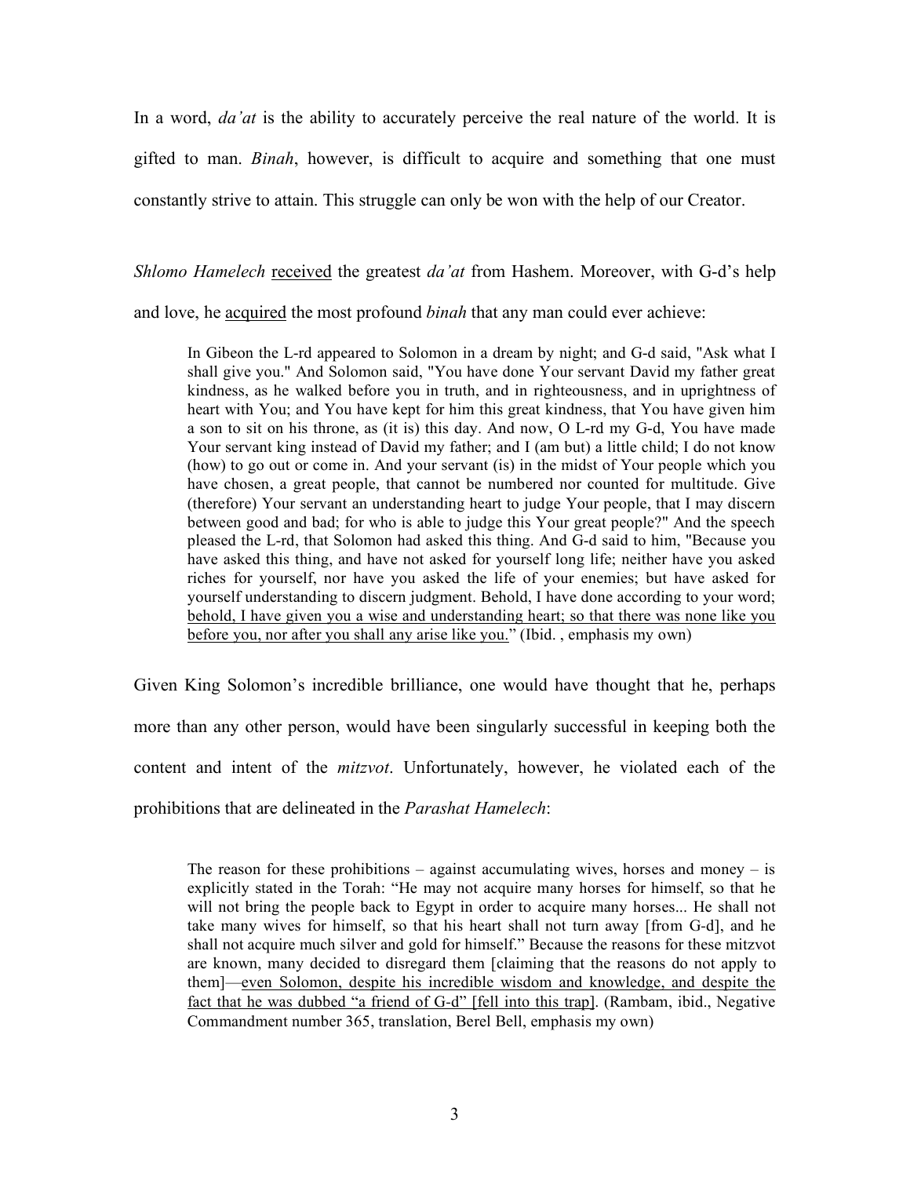In a word, *da'at* is the ability to accurately perceive the real nature of the world. It is gifted to man. *Binah*, however, is difficult to acquire and something that one must constantly strive to attain. This struggle can only be won with the help of our Creator.

*Shlomo Hamelech* <u>received</u> the greatest *da'at* from Hashem. Moreover, with G-d's help and love, he <u>acquired</u> the most profound *binah* that any man could ever achieve:

> In Gibeon the L-rd appeared to Solomon in a dream by night; and G-d said, "Ask what I shall give you." And Solomon said, "You have done Your servant David my father great kindness, as he walked before you in truth, and in righteousness, and in uprightness of heart with You; and You have kept for him this great kindness, that You have given him a son to sit on his throne, as (it is) this day. And now, O L-rd my G-d, You have made Your servant king instead of David my father; and I (am but) a little child; I do not know (how) to go out or come in. And your servant (is) in the midst of Your people which you have chosen, a great people, that cannot be numbered nor counted for multitude. Give (therefore) Your servant an understanding heart to judge Your people, that I may discern between good and bad; for who is able to judge this Your great people?" And the speech pleased the L-rd, that Solomon had asked this thing. And G-d said to him, "Because you have asked this thing, and have not asked for yourself long life; neither have you asked riches for yourself, nor have you asked the life of your enemies; but have asked for yourself understanding to discern judgment. Behold, I have done according to your word; <u>behold, I have given you a wise and understanding heart; so that there was none like you before you, nor after you shall any arise like you.</u>" (Ibid. , emphasis my own)

Given King Solomon's incredible brilliance, one would have thought that he, perhaps more than any other person, would have been singularly successful in keeping both the content and intent of the *mitzvot*. Unfortunately, however, he violated each of the prohibitions that are delineated in the *Parashat Hamelech*:

> The reason for these prohibitions – against accumulating wives, horses and money – is explicitly stated in the Torah: "He may not acquire many horses for himself, so that he will not bring the people back to Egypt in order to acquire many horses... He shall not take many wives for himself, so that his heart shall not turn away [from G-d], and he shall not acquire much silver and gold for himself." Because the reasons for these mitzvot are known, many decided to disregard them [claiming that the reasons do not apply to them]—<u>even Solomon, despite his incredible wisdom and knowledge, and despite the fact that he was dubbed "a friend of G-d" [fell into this trap]</u>. (Rambam, ibid., Negative Commandment number 365, translation, Berel Bell, emphasis my own)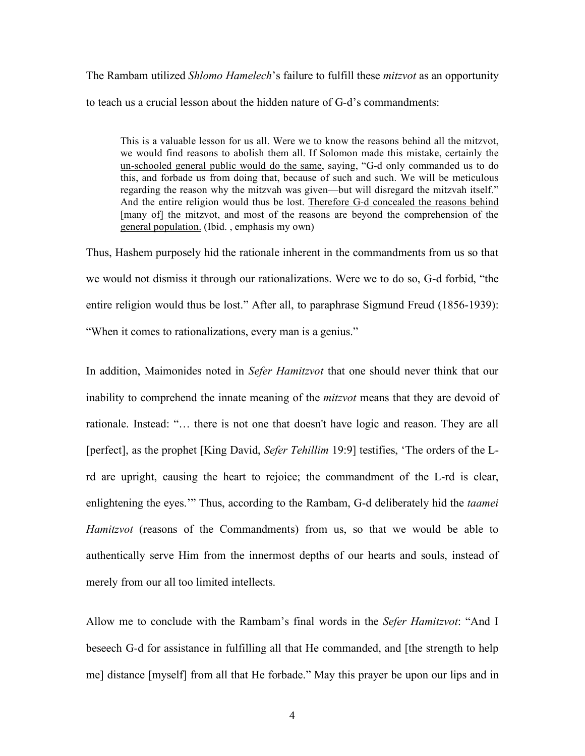The Rambam utilized *Shlomo Hamelech*'s failure to fulfill these *mitzvot* as an opportunity to teach us a crucial lesson about the hidden nature of G-d's commandments:

> This is a valuable lesson for us all. Were we to know the reasons behind all the mitzvot, we would find reasons to abolish them all. <u>If Solomon made this mistake, certainly the un-schooled general public would do the same</u>, saying, "G-d only commanded us to do this, and forbade us from doing that, because of such and such. We will be meticulous regarding the reason why the mitzvah was given—but will disregard the mitzvah itself." And the entire religion would thus be lost. <u>Therefore G-d concealed the reasons behind [many of] the mitzvot, and most of the reasons are beyond the comprehension of the general population.</u> (Ibid. , emphasis my own)

Thus, Hashem purposely hid the rationale inherent in the commandments from us so that we would not dismiss it through our rationalizations. Were we to do so, G-d forbid, "the entire religion would thus be lost." After all, to paraphrase Sigmund Freud (1856-1939): "When it comes to rationalizations, every man is a genius."

In addition, Maimonides noted in *Sefer Hamitzvot* that one should never think that our inability to comprehend the innate meaning of the *mitzvot* means that they are devoid of rationale. Instead: "… there is not one that doesn't have logic and reason. They are all [perfect], as the prophet [King David, *Sefer Tehillim* 19:9] testifies, 'The orders of the L-rd are upright, causing the heart to rejoice; the commandment of the L-rd is clear, enlightening the eyes.'" Thus, according to the Rambam, G-d deliberately hid the *taamei Hamitzvot* (reasons of the Commandments) from us, so that we would be able to authentically serve Him from the innermost depths of our hearts and souls, instead of merely from our all too limited intellects.

Allow me to conclude with the Rambam's final words in the *Sefer Hamitzvot*: "And I beseech G-d for assistance in fulfilling all that He commanded, and [the strength to help me] distance [myself] from all that He forbade." May this prayer be upon our lips and in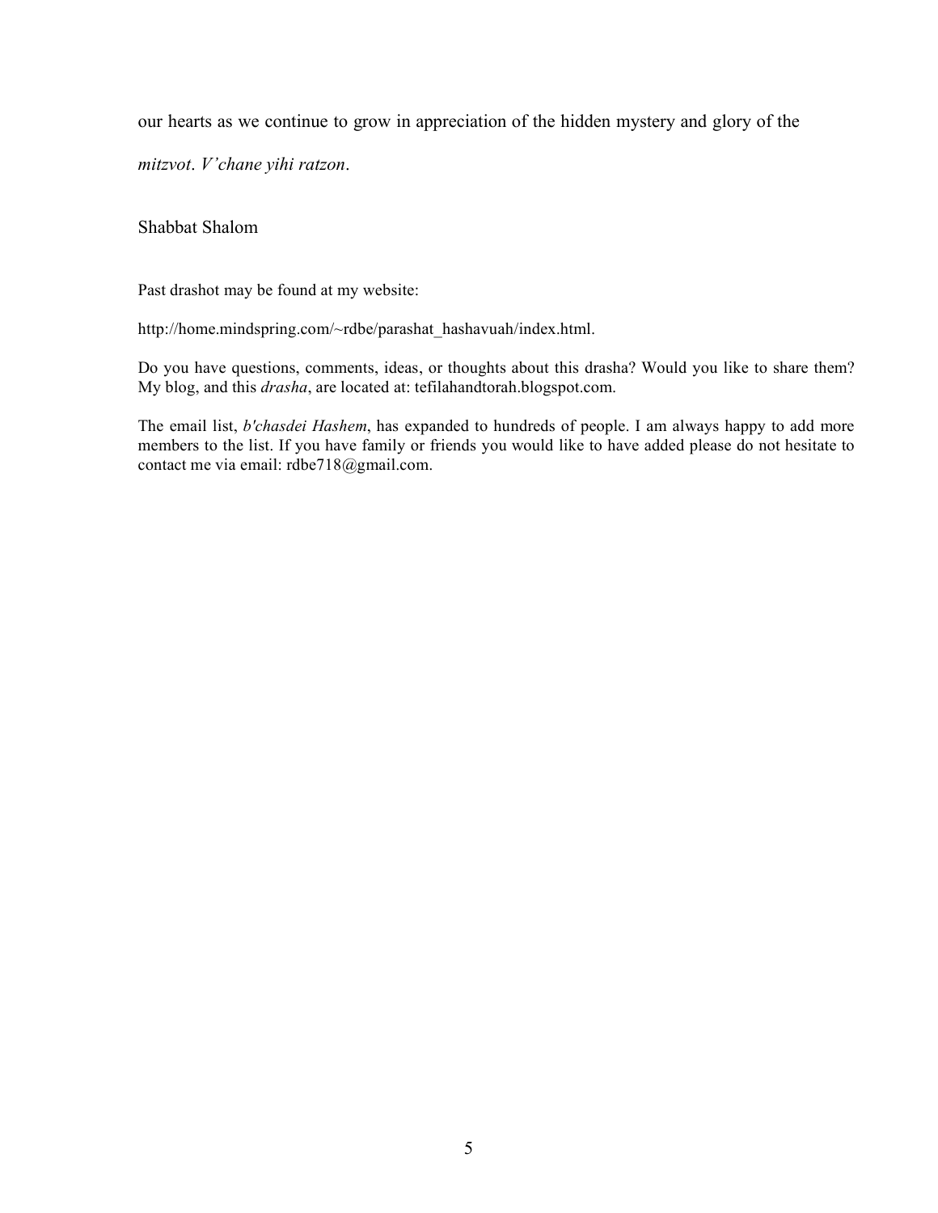our hearts as we continue to grow in appreciation of the hidden mystery and glory of the *mitzvot*. *V'chane yihi ratzon*.

Shabbat Shalom

Past drashot may be found at my website:

http://home.mindspring.com/~rdbe/parashat_hashavuah/index.html.

Do you have questions, comments, ideas, or thoughts about this drasha? Would you like to share them? My blog, and this *drasha*, are located at: tefilahandtorah.blogspot.com.

The email list, *b'chasdei Hashem*, has expanded to hundreds of people. I am always happy to add more members to the list. If you have family or friends you would like to have added please do not hesitate to contact me via email: rdbe718@gmail.com.